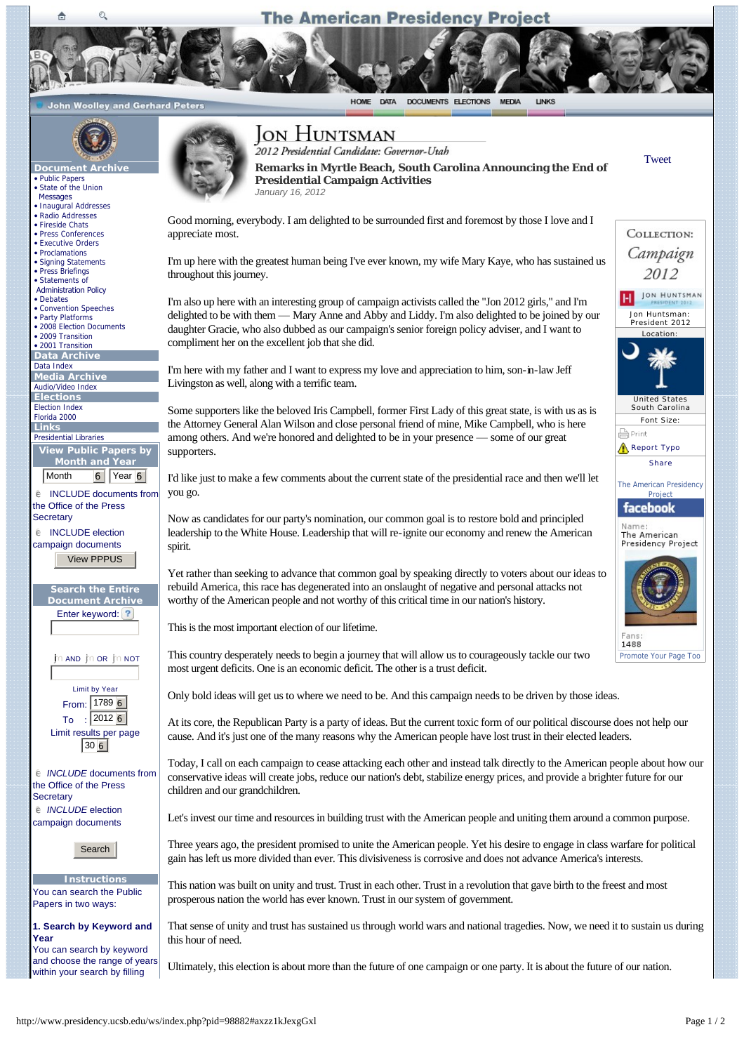# Jon Huntsman

*2012 Presidential Candidate: Governor-Utah*

**Remarks in Myrtle Beach, South Carolina Announcing the End of Presidential Campaign Activities**

*January 16, 2012*

Good morning, everybody. I am delighted to be surrounded first and foremost by those I love and I appreciate most.

I'm up here with the greatest human being I've ever known, my wife Mary Kaye, who has sustained us throughout this journey.

I'm also up here with an interesting group of campaign activists called the "Jon 2012 girls," and I'm delighted to be with them — Mary Anne and Abby and Liddy. I'm also delighted to be joined by our daughter Gracie, who also dubbed as our campaign's senior foreign policy adviser, and I want to compliment her on the excellent job that she did.

I'm here with my father and I want to express my love and appreciation to him, son-in-law Jeff Livingston as well, along with a terrific team.

Some supporters like the beloved Iris Campbell, former First Lady of this great state, is with us as is the Attorney General Alan Wilson and close personal friend of mine, Mike Campbell, who is here among others. And we're honored and delighted to be in your presence — some of our great supporters.

I'd like just to make a few comments about the current state of the presidential race and then we'll let you go.

Now as candidates for our party's nomination, our common goal is to restore bold and principled leadership to the White House. Leadership that will re-ignite our economy and renew the American spirit.

Yet rather than seeking to advance that common goal by speaking directly to voters about our ideas to rebuild America, this race has degenerated into an onslaught of negative and personal attacks not worthy of the American people and not worthy of this critical time in our nation's history.

This is the most important election of our lifetime.

This country desperately needs to begin a journey that will allow us to courageously tackle our two most urgent deficits. One is an economic deficit. The other is a trust deficit.

Only bold ideas will get us to where we need to be. And this campaign needs to be driven by those ideas.

At its core, the Republican Party is a party of ideas. But the current toxic form of our political discourse does not help our cause. And it's just one of the many reasons why the American people have lost trust in their elected leaders.

Today, I call on each campaign to cease attacking each other and instead talk directly to the American people about how our conservative ideas will create jobs, reduce our nation's debt, stabilize energy prices, and provide a brighter future for our children and our grandchildren.

Let's invest our time and resources in building trust with the American people and uniting them around a common purpose.

Three years ago, the president promised to unite the American people. Yet his desire to engage in class warfare for political gain has left us more divided than ever. This divisiveness is corrosive and does not advance America's interests.

This nation was built on unity and trust. Trust in each other. Trust in a revolution that gave birth to the freest and most prosperous nation the world has ever known. Trust in our system of government.

That sense of unity and trust has sustained us through world wars and national tragedies. Now, we need it to sustain us during this hour of need.

Ultimately, this election is about more than the future of one campaign or one party. It is about the future of our nation.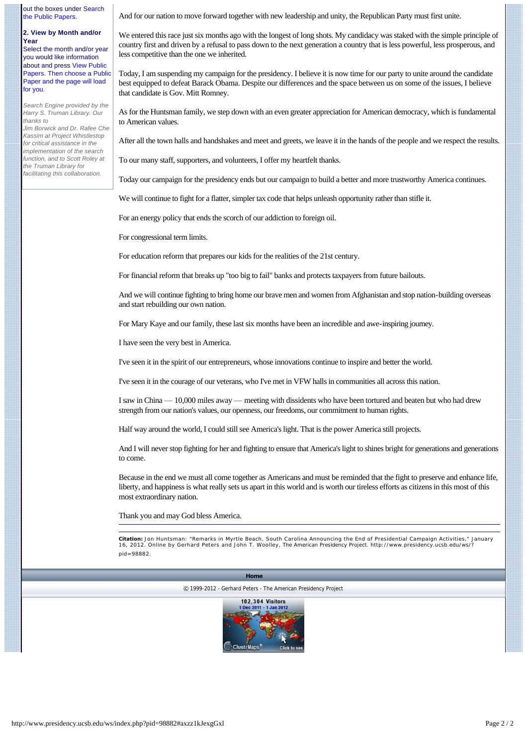out the boxes under Search the Public Papers.

**2. View by Month and/or Year**
Select the month and/or year you would like information about and press View Public Papers. Then choose a Public Paper and the page will load for you.

*Search Engine provided by the Harry S. Truman Library. Our thanks to Jim Borwick and Dr. Rafee Che Kassim at Project Whistlestop for critical assistance in the implementation of the search function, and to Scott Roley at the Truman Library for facilitating this collaboration.*

And for our nation to move forward together with new leadership and unity, the Republican Party must first unite.

We entered this race just six months ago with the longest of long shots. My candidacy was staked with the simple principle of country first and driven by a refusal to pass down to the next generation a country that is less powerful, less prosperous, and less competitive than the one we inherited.

Today, I am suspending my campaign for the presidency. I believe it is now time for our party to unite around the candidate best equipped to defeat Barack Obama. Despite our differences and the space between us on some of the issues, I believe that candidate is Gov. Mitt Romney.

As for the Huntsman family, we step down with an even greater appreciation for American democracy, which is fundamental to American values.

After all the town halls and handshakes and meet and greets, we leave it in the hands of the people and we respect the results.

To our many staff, supporters, and volunteers, I offer my heartfelt thanks.

Today our campaign for the presidency ends but our campaign to build a better and more trustworthy America continues.

We will continue to fight for a flatter, simpler tax code that helps unleash opportunity rather than stifle it.

For an energy policy that ends the scorch of our addiction to foreign oil.

For congressional term limits.

For education reform that prepares our kids for the realities of the 21st century.

For financial reform that breaks up "too big to fail" banks and protects taxpayers from future bailouts.

And we will continue fighting to bring home our brave men and women from Afghanistan and stop nation-building overseas and start rebuilding our own nation.

For Mary Kaye and our family, these last six months have been an incredible and awe-inspiring journey.

I have seen the very best in America.

I've seen it in the spirit of our entrepreneurs, whose innovations continue to inspire and better the world.

I've seen it in the courage of our veterans, who I've met in VFW halls in communities all across this nation.

I saw in China — 10,000 miles away — meeting with dissidents who have been tortured and beaten but who had drew strength from our nation's values, our openness, our freedoms, our commitment to human rights.

Half way around the world, I could still see America's light. That is the power America still projects.

And I will never stop fighting for her and fighting to ensure that America's light to shines bright for generations and generations to come.

Because in the end we must all come together as Americans and must be reminded that the fight to preserve and enhance life, liberty, and happiness is what really sets us apart in this world and is worth our tireless efforts as citizens in this most of this most extraordinary nation.

Thank you and may God bless America.

---

**Citation:** Jon Huntsman: "Remarks in Myrtle Beach, South Carolina Announcing the End of Presidential Campaign Activities," January 16, 2012. Online by Gerhard Peters and John T. Woolley, The American Presidency Project. http://www.presidency.ucsb.edu/ws/?pid=98882.

**Home**

© 1999-2012 - Gerhard Peters - The American Presidency Project

102,304 Visitors
1 Dec 2011 - 1 Jan 2012
ClustrMaps
Click to see